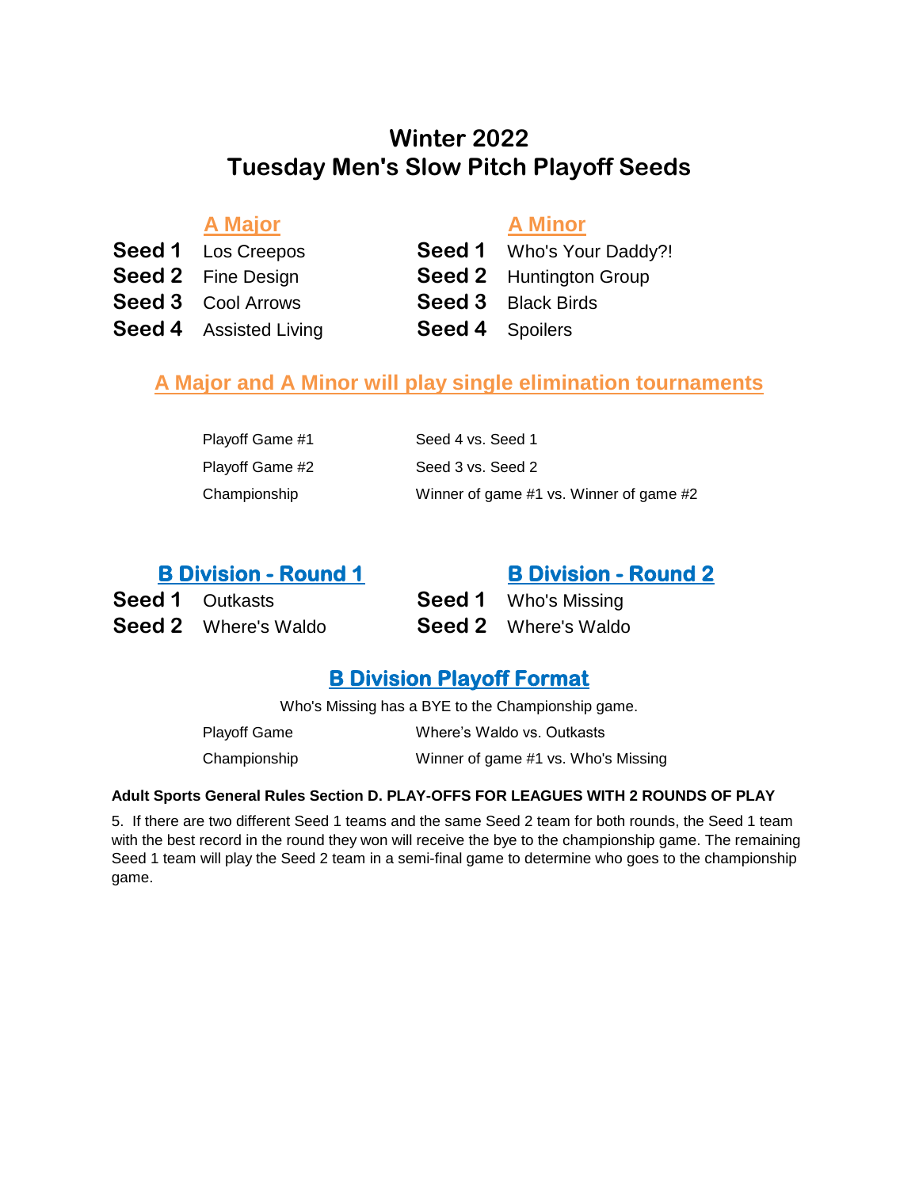# Winter 2022
# Tuesday Men's Slow Pitch Playoff Seeds

## A Major

| | |
|---|---|
| **Seed 1** | Los Creepos |
| **Seed 2** | Fine Design |
| **Seed 3** | Cool Arrows |
| **Seed 4** | Assisted Living |

## A Minor

| | |
|---|---|
| **Seed 1** | Who's Your Daddy?! |
| **Seed 2** | Huntington Group |
| **Seed 3** | Black Birds |
| **Seed 4** | Spoilers |

## A Major and A Minor will play single elimination tournaments

| | |
|---|---|
| Playoff Game #1 | Seed 4 vs. Seed 1 |
| Playoff Game #2 | Seed 3 vs. Seed 2 |
| Championship | Winner of game #1 vs. Winner of game #2 |

## B Division - Round 1

| | |
|---|---|
| **Seed 1** | Outkasts |
| **Seed 2** | Where's Waldo |

## B Division - Round 2

| | |
|---|---|
| **Seed 1** | Who's Missing |
| **Seed 2** | Where's Waldo |

## B Division Playoff Format

Who's Missing has a BYE to the Championship game.

| | |
|---|---|
| Playoff Game | Where's Waldo vs. Outkasts |
| Championship | Winner of game #1 vs. Who's Missing |

**Adult Sports General Rules Section D. PLAY-OFFS FOR LEAGUES WITH 2 ROUNDS OF PLAY**

5. If there are two different Seed 1 teams and the same Seed 2 team for both rounds, the Seed 1 team with the best record in the round they won will receive the bye to the championship game. The remaining Seed 1 team will play the Seed 2 team in a semi-final game to determine who goes to the championship game.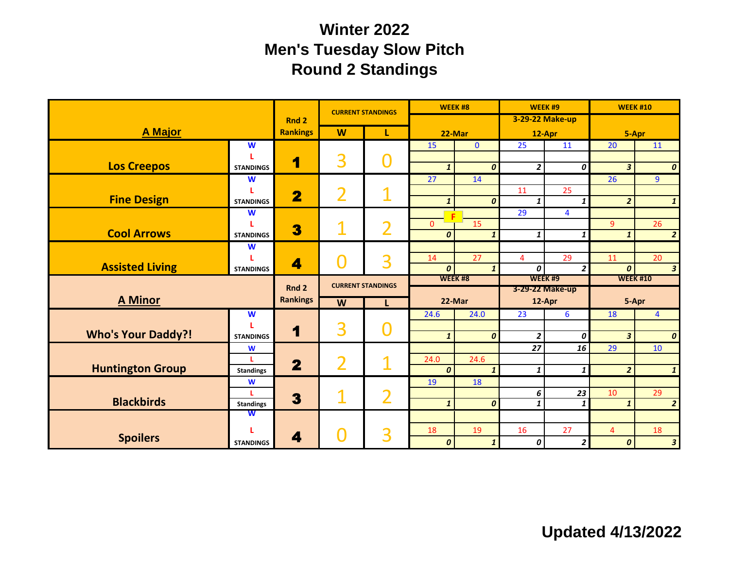# Winter 2022
# Men's Tuesday Slow Pitch
# Round 2 Standings

| A Major | | Rnd 2 Rankings | CURRENT STANDINGS W | CURRENT STANDINGS L | WEEK #8 22-Mar | | WEEK #9 3-29-22 Make-up 12-Apr | | WEEK #10 5-Apr | |
|---|---|---|---|---|---|---|---|---|---|---|
| Los Creepos | W | 1 | 3 | 0 | 15 | 0 | 25 | 11 | 20 | 11 |
| | L | | | | | | | | | |
| | STANDINGS | | | | *1* | *0* | *2* | *0* | *3* | *0* |
| Fine Design | W | 2 | 2 | 1 | 27 | 14 | | | 26 | 9 |
| | L | | | | | | 11 | 25 | | |
| | STANDINGS | | | | *1* | *0* | *1* | *1* | *2* | *1* |
| Cool Arrows | W | 3 | 1 | 2 | | F | 29 | 4 | | |
| | L | | | | 0 | 15 | | | 9 | 26 |
| | STANDINGS | | | | *0* | *1* | *1* | *1* | *1* | *2* |
| Assisted Living | W | 4 | 0 | 3 | | | | | | |
| | L | | | | 14 | 27 | 4 | 29 | 11 | 20 |
| | STANDINGS | | | | *0* | *1* | *0* | *2* | *0* | *3* |

| A Minor | | Rnd 2 Rankings | CURRENT STANDINGS W | CURRENT STANDINGS L | WEEK #8 22-Mar | | WEEK #9 3-29-22 Make-up 12-Apr | | WEEK #10 5-Apr | |
|---|---|---|---|---|---|---|---|---|---|---|
| Who's Your Daddy?! | W | 1 | 3 | 0 | 24.6 | 24.0 | 23 | 6 | 18 | 4 |
| | L | | | | | | | | | |
| | STANDINGS | | | | *1* | *0* | *2* | *0* | *3* | *0* |
| Huntington Group | W | 2 | 2 | 1 | | | *27* | *16* | 29 | 10 |
| | L | | | | 24.0 | 24.6 | | | | |
| | Standings | | | | *0* | *1* | *1* | *1* | *2* | *1* |
| Blackbirds | W | 3 | 1 | 2 | 19 | 18 | | | | |
| | L | | | | | | *6* | *23* | 10 | 29 |
| | Standings | | | | *1* | *0* | *1* | *1* | *1* | *2* |
| Spoilers | W | 4 | 0 | 3 | | | | | | |
| | L | | | | 18 | 19 | 16 | 27 | 4 | 18 |
| | STANDINGS | | | | *0* | *1* | *0* | *2* | *0* | *3* |

**Updated 4/13/2022**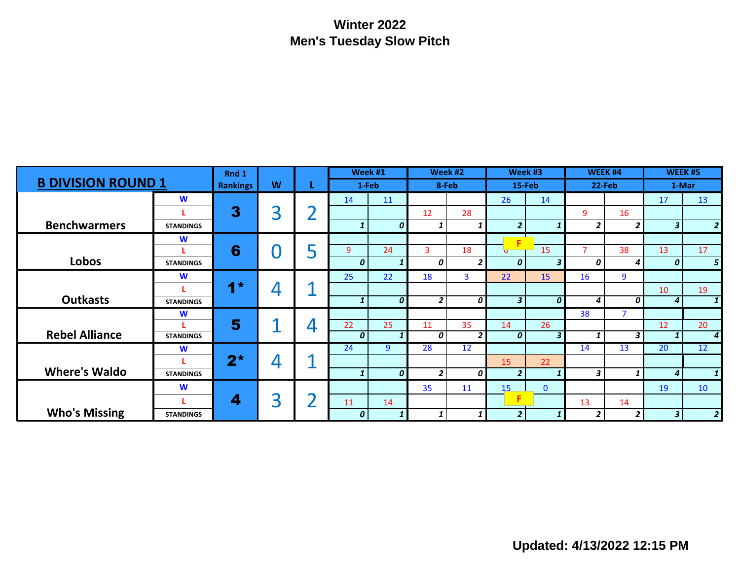# Winter 2022
## Men's Tuesday Slow Pitch

| B DIVISION ROUND 1 | | Rnd 1 Rankings | W | L | Week #1 | | Week #2 | | Week #3 | | WEEK #4 | | WEEK #5 | |
|---|---|---|---|---|---|---|---|---|---|---|---|---|---|---|
| | | | | | 1-Feb | | 8-Feb | | 15-Feb | | 22-Feb | | 1-Mar | |
| Benchwarmers | W | 3 | 3 | 2 | 14 | 11 | | | 26 | 14 | | | 17 | 13 |
| | L | | | | | | 12 | 28 | | | 9 | 16 | | |
| | STANDINGS | | | | 1 | 0 | 1 | 1 | 2 | 1 | 2 | 2 | 3 | 2 |
| Lobos | W | 6 | 0 | 5 | | | | | F | | | | | |
| | L | | | | 9 | 24 | 3 | 18 | 0 | 15 | 7 | 38 | 13 | 17 |
| | STANDINGS | | | | 0 | 1 | 0 | 2 | 0 | 3 | 0 | 4 | 0 | 5 |
| Outkasts | W | 1* | 4 | 1 | 25 | 22 | 18 | 3 | 22 | 15 | 16 | 9 | | |
| | L | | | | | | | | | | | | 10 | 19 |
| | STANDINGS | | | | 1 | 0 | 2 | 0 | 3 | 0 | 4 | 0 | 4 | 1 |
| Rebel Alliance | W | 5 | 1 | 4 | | | | | | | 38 | 7 | | |
| | L | | | | 22 | 25 | 11 | 35 | 14 | 26 | | | 12 | 20 |
| | STANDINGS | | | | 0 | 1 | 0 | 2 | 0 | 3 | 1 | 3 | 1 | 4 |
| Where's Waldo | W | 2* | 4 | 1 | 24 | 9 | 28 | 12 | | | 14 | 13 | 20 | 12 |
| | L | | | | | | | | 15 | 22 | | | | |
| | STANDINGS | | | | 1 | 0 | 2 | 0 | 2 | 1 | 3 | 1 | 4 | 1 |
| Who's Missing | W | 4 | 3 | 2 | | | 35 | 11 | 15 | 0 | | | 19 | 10 |
| | L | | | | 11 | 14 | | | F | | 13 | 14 | | |
| | STANDINGS | | | | 0 | 1 | 1 | 1 | 2 | 1 | 2 | 2 | 3 | 2 |

**Updated: 4/13/2022 12:15 PM**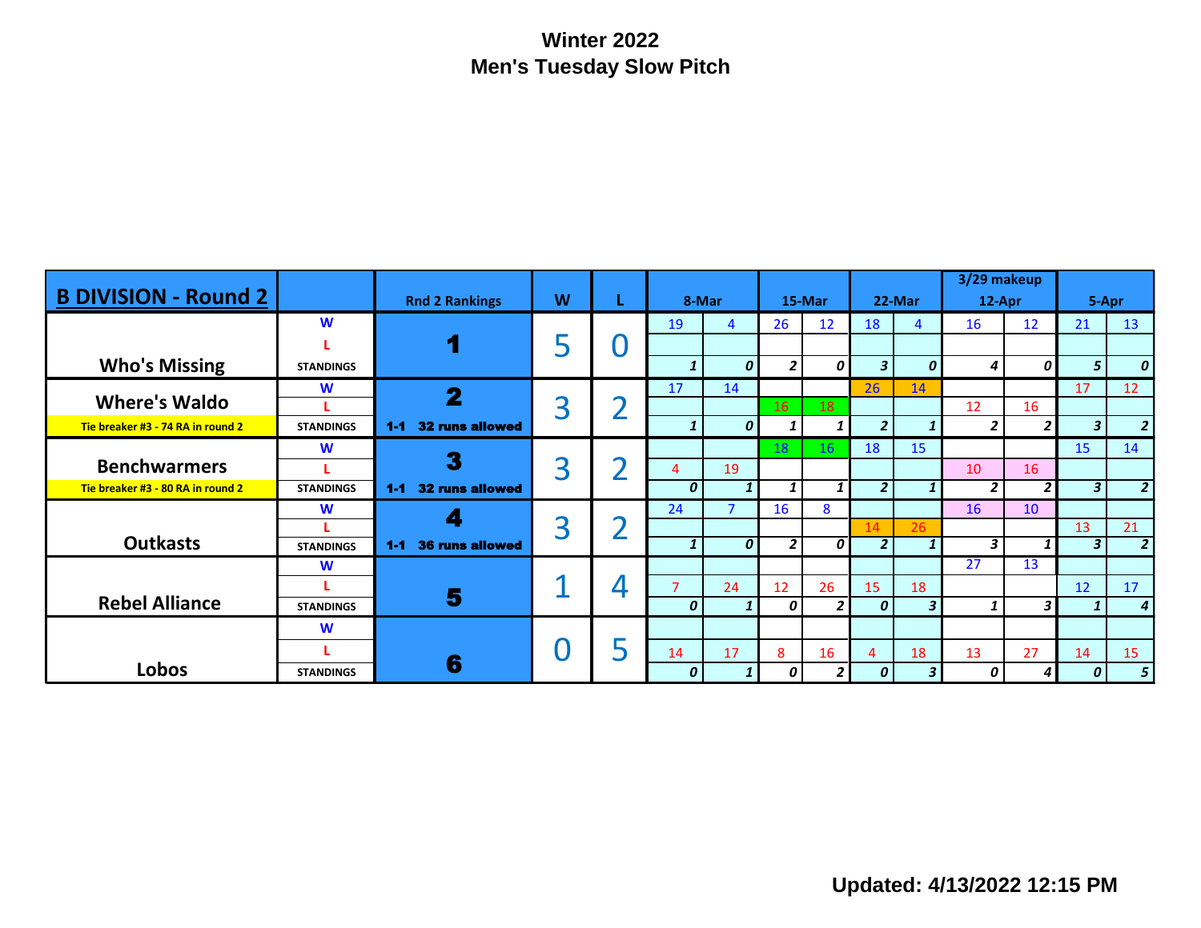# Winter 2022
## Men's Tuesday Slow Pitch

| B DIVISION - Round 2 | | Rnd 2 Rankings | W | L | 8-Mar | | 15-Mar | | 22-Mar | | 3/29 makeup 12-Apr | | 5-Apr | |
|---|---|---|---|---|---|---|---|---|---|---|---|---|---|---|
| Who's Missing | W | 1 | 5 | 0 | 19 | 4 | 26 | 12 | 18 | 4 | 16 | 12 | 21 | 13 |
| | L | | | | | | | | | | | | | |
| | STANDINGS | | | | 1 | 0 | 2 | 0 | 3 | 0 | 4 | 0 | 5 | 0 |
| Where's Waldo | W | 2 | 3 | 2 | 17 | 14 | | | 26 | 14 | | | 17 | 12 |
| | L | | | | | | 16 | 18 | | | 12 | 16 | | |
| Tie breaker #3 - 74 RA in round 2 | STANDINGS | 1-1 32 runs allowed | | | 1 | 0 | 1 | 1 | 2 | 1 | 2 | 2 | 3 | 2 |
| Benchwarmers | W | 3 | 3 | 2 | | | 18 | 16 | 18 | 15 | | | 15 | 14 |
| | L | | | | 4 | 19 | | | | | 10 | 16 | | |
| Tie breaker #3 - 80 RA in round 2 | STANDINGS | 1-1 32 runs allowed | | | 0 | 1 | 1 | 1 | 2 | 1 | 2 | 2 | 3 | 2 |
| Outkasts | W | 4 | 3 | 2 | 24 | 7 | 16 | 8 | | | 16 | 10 | | |
| | L | | | | | | | | 14 | 26 | | | 13 | 21 |
| | STANDINGS | 1-1 36 runs allowed | | | 1 | 0 | 2 | 0 | 2 | 1 | 3 | 1 | 3 | 2 |
| Rebel Alliance | W | 5 | 1 | 4 | | | | | | | 27 | 13 | | |
| | L | | | | 7 | 24 | 12 | 26 | 15 | 18 | | | 12 | 17 |
| | STANDINGS | | | | 0 | 1 | 0 | 2 | 0 | 3 | 1 | 3 | 1 | 4 |
| Lobos | W | 6 | 0 | 5 | | | | | | | | | | |
| | L | | | | 14 | 17 | 8 | 16 | 4 | 18 | 13 | 27 | 14 | 15 |
| | STANDINGS | | | | 0 | 1 | 0 | 2 | 0 | 3 | 0 | 4 | 0 | 5 |

**Updated: 4/13/2022 12:15 PM**